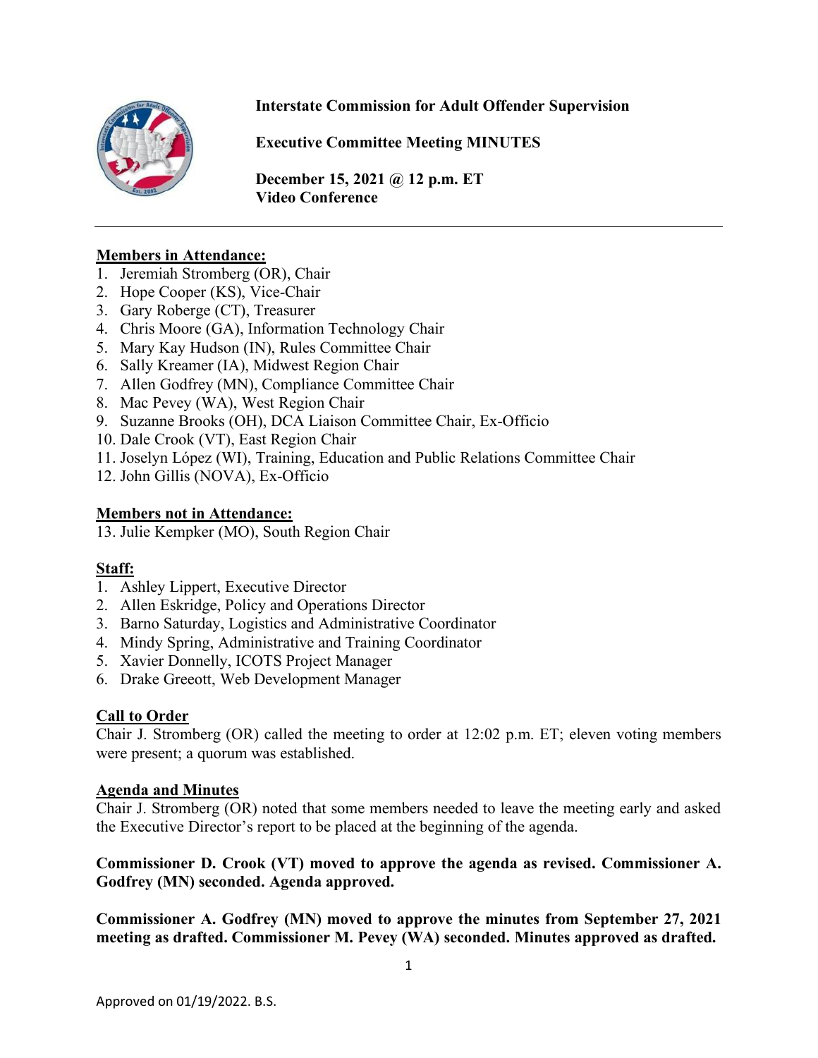**Interstate Commission for Adult Offender Supervision**

**Executive Committee Meeting MINUTES**

**December 15, 2021 @ 12 p.m. ET**
**Video Conference**

---

**Members in Attendance:**

1. Jeremiah Stromberg (OR), Chair
2. Hope Cooper (KS), Vice-Chair
3. Gary Roberge (CT), Treasurer
4. Chris Moore (GA), Information Technology Chair
5. Mary Kay Hudson (IN), Rules Committee Chair
6. Sally Kreamer (IA), Midwest Region Chair
7. Allen Godfrey (MN), Compliance Committee Chair
8. Mac Pevey (WA), West Region Chair
9. Suzanne Brooks (OH), DCA Liaison Committee Chair, Ex-Officio
10. Dale Crook (VT), East Region Chair
11. Joselyn López (WI), Training, Education and Public Relations Committee Chair
12. John Gillis (NOVA), Ex-Officio

**Members not in Attendance:**

13. Julie Kempker (MO), South Region Chair

**Staff:**

1. Ashley Lippert, Executive Director
2. Allen Eskridge, Policy and Operations Director
3. Barno Saturday, Logistics and Administrative Coordinator
4. Mindy Spring, Administrative and Training Coordinator
5. Xavier Donnelly, ICOTS Project Manager
6. Drake Greeott, Web Development Manager

**Call to Order**

Chair J. Stromberg (OR) called the meeting to order at 12:02 p.m. ET; eleven voting members were present; a quorum was established.

**Agenda and Minutes**

Chair J. Stromberg (OR) noted that some members needed to leave the meeting early and asked the Executive Director's report to be placed at the beginning of the agenda.

**Commissioner D. Crook (VT) moved to approve the agenda as revised. Commissioner A. Godfrey (MN) seconded. Agenda approved.**

**Commissioner A. Godfrey (MN) moved to approve the minutes from September 27, 2021 meeting as drafted. Commissioner M. Pevey (WA) seconded. Minutes approved as drafted.**

Approved on 01/19/2022. B.S.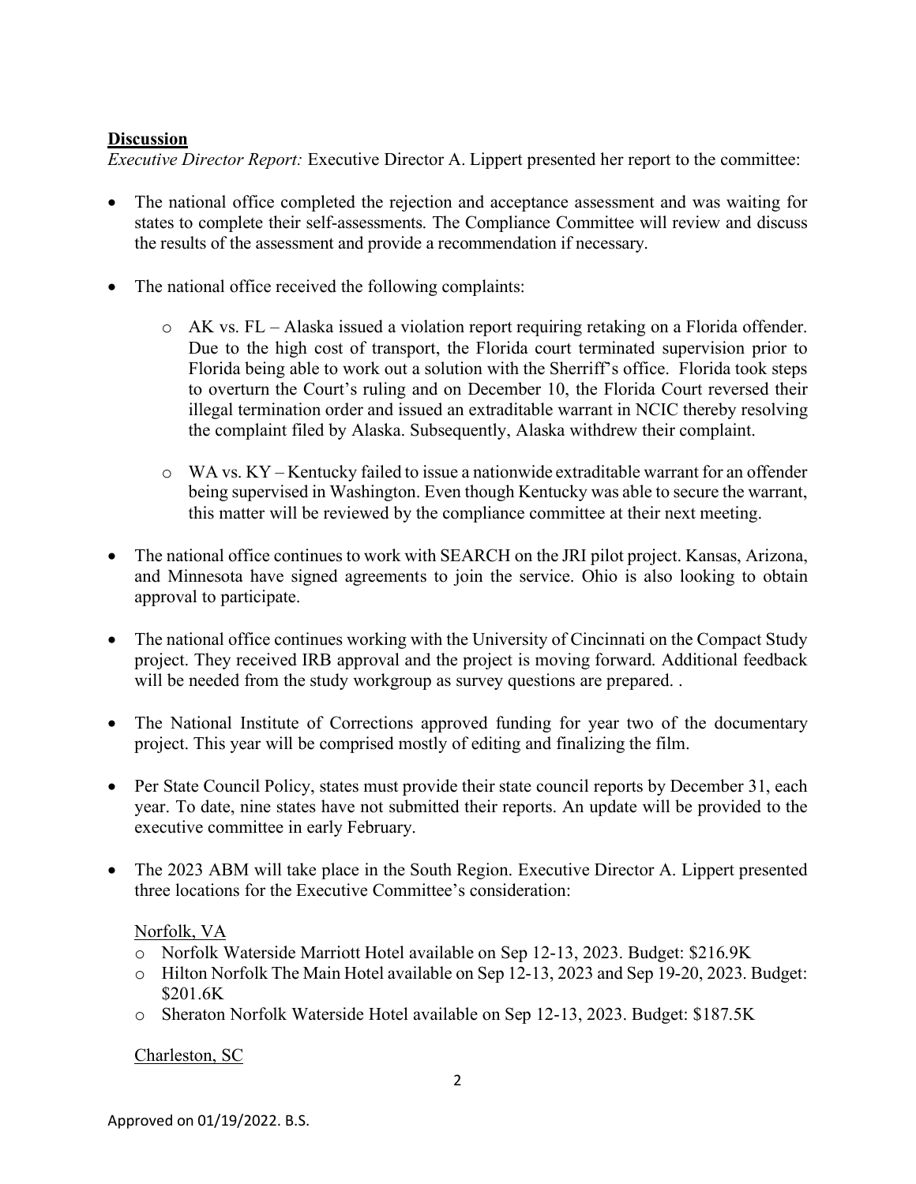**Discussion**

*Executive Director Report:* Executive Director A. Lippert presented her report to the committee:

- The national office completed the rejection and acceptance assessment and was waiting for states to complete their self-assessments. The Compliance Committee will review and discuss the results of the assessment and provide a recommendation if necessary.
- The national office received the following complaints:
  - AK vs. FL – Alaska issued a violation report requiring retaking on a Florida offender. Due to the high cost of transport, the Florida court terminated supervision prior to Florida being able to work out a solution with the Sherriff's office. Florida took steps to overturn the Court's ruling and on December 10, the Florida Court reversed their illegal termination order and issued an extraditable warrant in NCIC thereby resolving the complaint filed by Alaska. Subsequently, Alaska withdrew their complaint.
  - WA vs. KY – Kentucky failed to issue a nationwide extraditable warrant for an offender being supervised in Washington. Even though Kentucky was able to secure the warrant, this matter will be reviewed by the compliance committee at their next meeting.
- The national office continues to work with SEARCH on the JRI pilot project. Kansas, Arizona, and Minnesota have signed agreements to join the service. Ohio is also looking to obtain approval to participate.
- The national office continues working with the University of Cincinnati on the Compact Study project. They received IRB approval and the project is moving forward. Additional feedback will be needed from the study workgroup as survey questions are prepared. .
- The National Institute of Corrections approved funding for year two of the documentary project. This year will be comprised mostly of editing and finalizing the film.
- Per State Council Policy, states must provide their state council reports by December 31, each year. To date, nine states have not submitted their reports. An update will be provided to the executive committee in early February.
- The 2023 ABM will take place in the South Region. Executive Director A. Lippert presented three locations for the Executive Committee's consideration:

  Norfolk, VA
  - Norfolk Waterside Marriott Hotel available on Sep 12-13, 2023. Budget: $216.9K
  - Hilton Norfolk The Main Hotel available on Sep 12-13, 2023 and Sep 19-20, 2023. Budget: $201.6K
  - Sheraton Norfolk Waterside Hotel available on Sep 12-13, 2023. Budget: $187.5K

  Charleston, SC

Approved on 01/19/2022. B.S.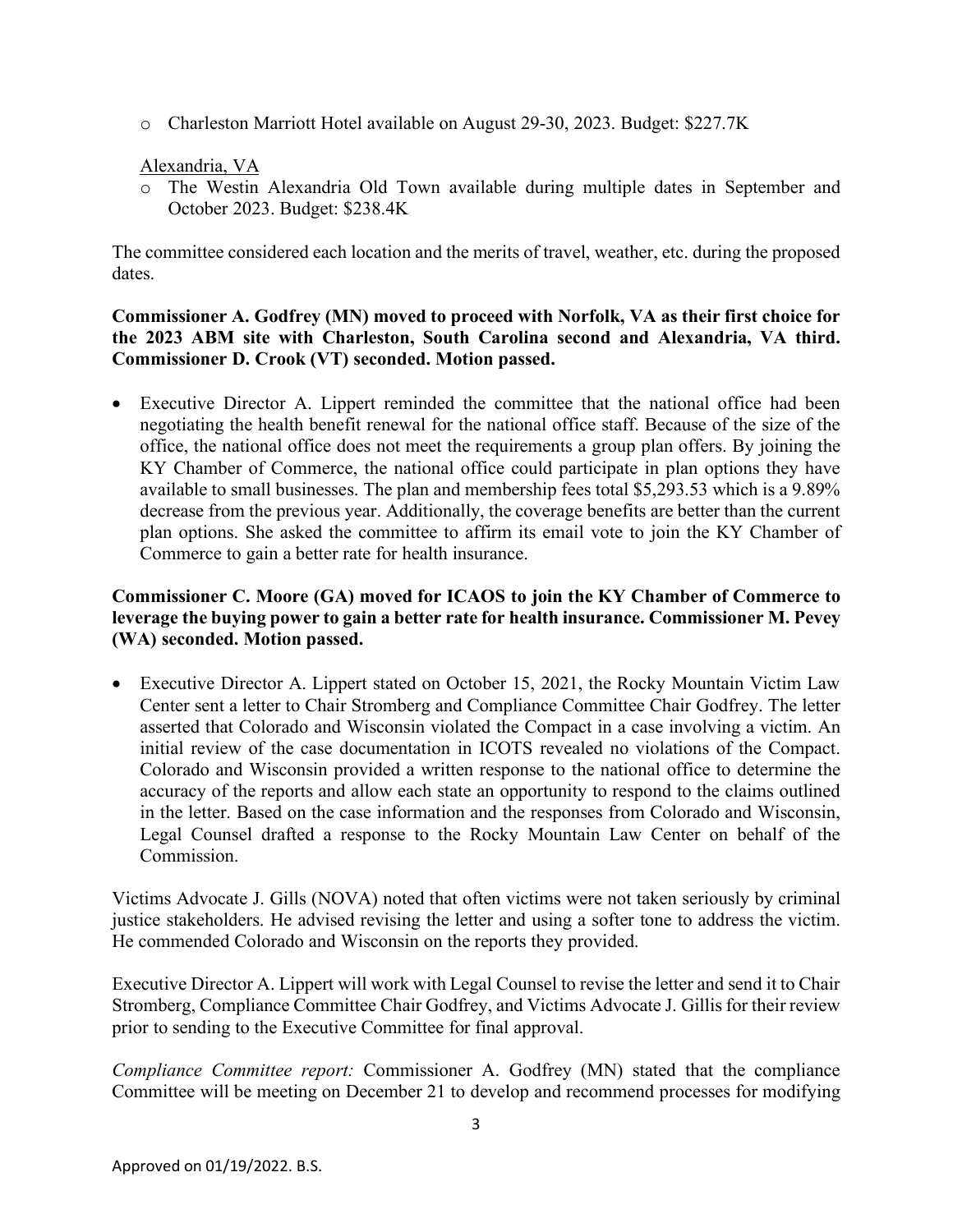- Charleston Marriott Hotel available on August 29-30, 2023. Budget: $227.7K

Alexandria, VA

- The Westin Alexandria Old Town available during multiple dates in September and October 2023. Budget: $238.4K

The committee considered each location and the merits of travel, weather, etc. during the proposed dates.

**Commissioner A. Godfrey (MN) moved to proceed with Norfolk, VA as their first choice for the 2023 ABM site with Charleston, South Carolina second and Alexandria, VA third. Commissioner D. Crook (VT) seconded. Motion passed.**

- Executive Director A. Lippert reminded the committee that the national office had been negotiating the health benefit renewal for the national office staff. Because of the size of the office, the national office does not meet the requirements a group plan offers. By joining the KY Chamber of Commerce, the national office could participate in plan options they have available to small businesses. The plan and membership fees total $5,293.53 which is a 9.89% decrease from the previous year. Additionally, the coverage benefits are better than the current plan options. She asked the committee to affirm its email vote to join the KY Chamber of Commerce to gain a better rate for health insurance.

**Commissioner C. Moore (GA) moved for ICAOS to join the KY Chamber of Commerce to leverage the buying power to gain a better rate for health insurance. Commissioner M. Pevey (WA) seconded. Motion passed.**

- Executive Director A. Lippert stated on October 15, 2021, the Rocky Mountain Victim Law Center sent a letter to Chair Stromberg and Compliance Committee Chair Godfrey. The letter asserted that Colorado and Wisconsin violated the Compact in a case involving a victim. An initial review of the case documentation in ICOTS revealed no violations of the Compact. Colorado and Wisconsin provided a written response to the national office to determine the accuracy of the reports and allow each state an opportunity to respond to the claims outlined in the letter. Based on the case information and the responses from Colorado and Wisconsin, Legal Counsel drafted a response to the Rocky Mountain Law Center on behalf of the Commission.

Victims Advocate J. Gills (NOVA) noted that often victims were not taken seriously by criminal justice stakeholders. He advised revising the letter and using a softer tone to address the victim. He commended Colorado and Wisconsin on the reports they provided.

Executive Director A. Lippert will work with Legal Counsel to revise the letter and send it to Chair Stromberg, Compliance Committee Chair Godfrey, and Victims Advocate J. Gillis for their review prior to sending to the Executive Committee for final approval.

*Compliance Committee report:* Commissioner A. Godfrey (MN) stated that the compliance Committee will be meeting on December 21 to develop and recommend processes for modifying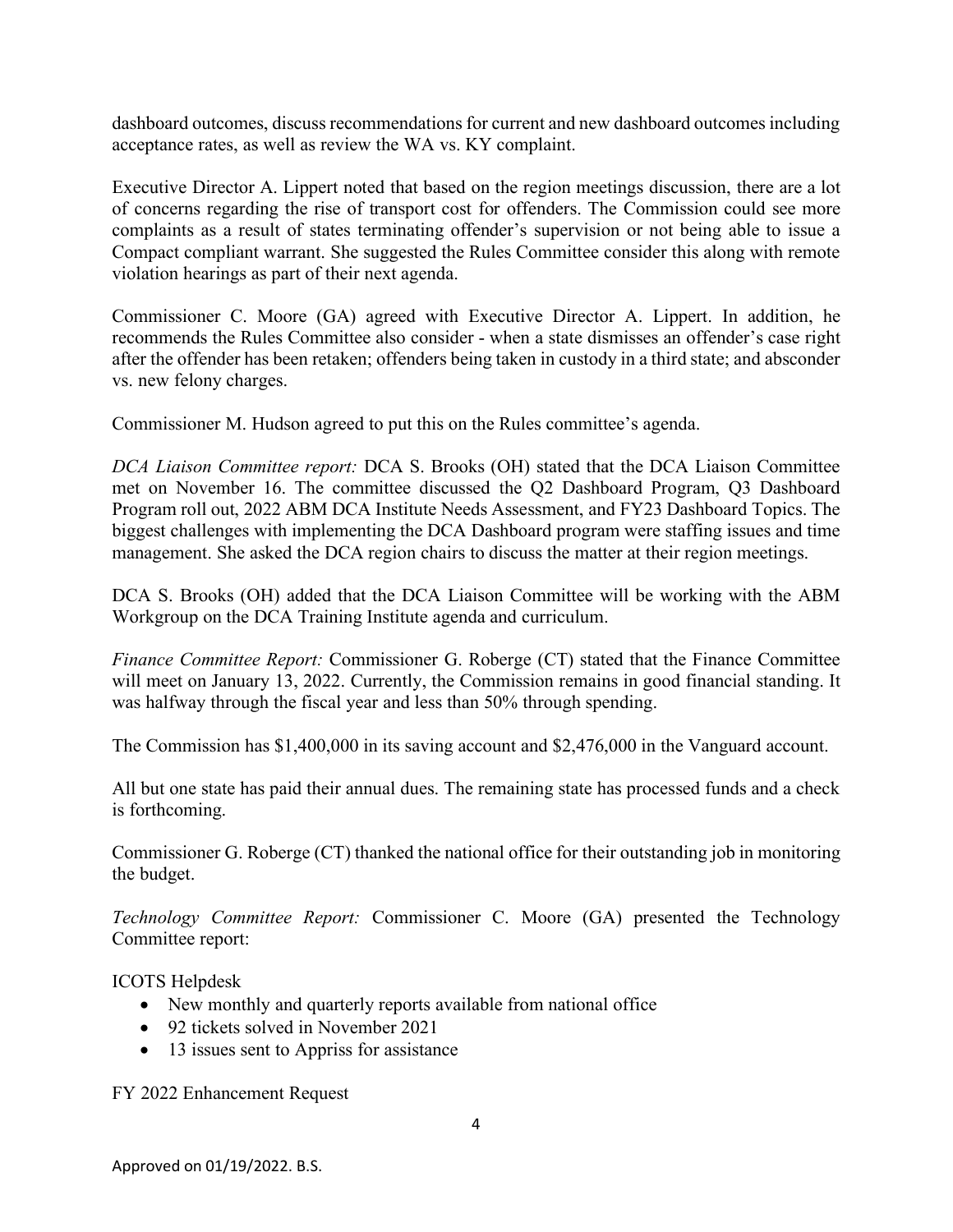dashboard outcomes, discuss recommendations for current and new dashboard outcomes including acceptance rates, as well as review the WA vs. KY complaint.

Executive Director A. Lippert noted that based on the region meetings discussion, there are a lot of concerns regarding the rise of transport cost for offenders. The Commission could see more complaints as a result of states terminating offender's supervision or not being able to issue a Compact compliant warrant. She suggested the Rules Committee consider this along with remote violation hearings as part of their next agenda.

Commissioner C. Moore (GA) agreed with Executive Director A. Lippert. In addition, he recommends the Rules Committee also consider - when a state dismisses an offender's case right after the offender has been retaken; offenders being taken in custody in a third state; and absconder vs. new felony charges.

Commissioner M. Hudson agreed to put this on the Rules committee's agenda.

*DCA Liaison Committee report:* DCA S. Brooks (OH) stated that the DCA Liaison Committee met on November 16. The committee discussed the Q2 Dashboard Program, Q3 Dashboard Program roll out, 2022 ABM DCA Institute Needs Assessment, and FY23 Dashboard Topics. The biggest challenges with implementing the DCA Dashboard program were staffing issues and time management. She asked the DCA region chairs to discuss the matter at their region meetings.

DCA S. Brooks (OH) added that the DCA Liaison Committee will be working with the ABM Workgroup on the DCA Training Institute agenda and curriculum.

*Finance Committee Report:* Commissioner G. Roberge (CT) stated that the Finance Committee will meet on January 13, 2022. Currently, the Commission remains in good financial standing. It was halfway through the fiscal year and less than 50% through spending.

The Commission has $1,400,000 in its saving account and $2,476,000 in the Vanguard account.

All but one state has paid their annual dues. The remaining state has processed funds and a check is forthcoming.

Commissioner G. Roberge (CT) thanked the national office for their outstanding job in monitoring the budget.

*Technology Committee Report:* Commissioner C. Moore (GA) presented the Technology Committee report:

ICOTS Helpdesk

- New monthly and quarterly reports available from national office
- 92 tickets solved in November 2021
- 13 issues sent to Appriss for assistance

FY 2022 Enhancement Request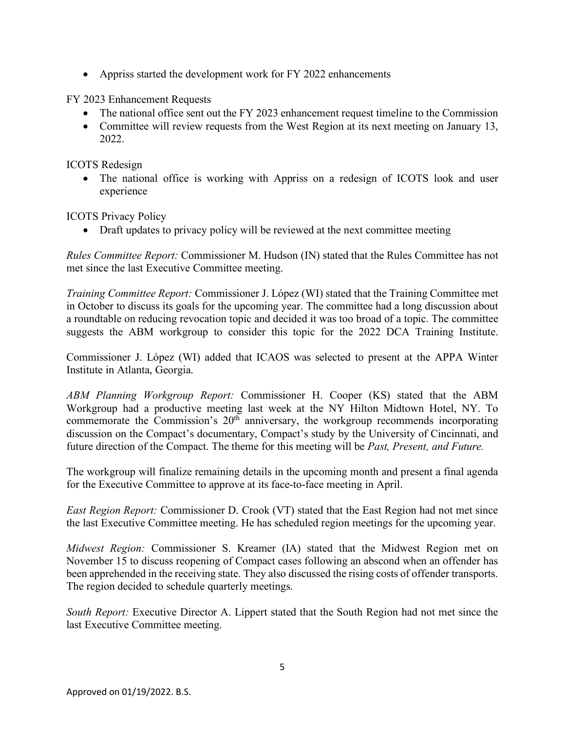- Appriss started the development work for FY 2022 enhancements

FY 2023 Enhancement Requests

- The national office sent out the FY 2023 enhancement request timeline to the Commission
- Committee will review requests from the West Region at its next meeting on January 13, 2022.

ICOTS Redesign

- The national office is working with Appriss on a redesign of ICOTS look and user experience

ICOTS Privacy Policy

- Draft updates to privacy policy will be reviewed at the next committee meeting

*Rules Committee Report:* Commissioner M. Hudson (IN) stated that the Rules Committee has not met since the last Executive Committee meeting.

*Training Committee Report:* Commissioner J. López (WI) stated that the Training Committee met in October to discuss its goals for the upcoming year. The committee had a long discussion about a roundtable on reducing revocation topic and decided it was too broad of a topic. The committee suggests the ABM workgroup to consider this topic for the 2022 DCA Training Institute.

Commissioner J. López (WI) added that ICAOS was selected to present at the APPA Winter Institute in Atlanta, Georgia.

*ABM Planning Workgroup Report:* Commissioner H. Cooper (KS) stated that the ABM Workgroup had a productive meeting last week at the NY Hilton Midtown Hotel, NY. To commemorate the Commission's 20th anniversary, the workgroup recommends incorporating discussion on the Compact's documentary, Compact's study by the University of Cincinnati, and future direction of the Compact. The theme for this meeting will be *Past, Present, and Future.*

The workgroup will finalize remaining details in the upcoming month and present a final agenda for the Executive Committee to approve at its face-to-face meeting in April.

*East Region Report:* Commissioner D. Crook (VT) stated that the East Region had not met since the last Executive Committee meeting. He has scheduled region meetings for the upcoming year.

*Midwest Region:* Commissioner S. Kreamer (IA) stated that the Midwest Region met on November 15 to discuss reopening of Compact cases following an abscond when an offender has been apprehended in the receiving state. They also discussed the rising costs of offender transports. The region decided to schedule quarterly meetings.

*South Report:* Executive Director A. Lippert stated that the South Region had not met since the last Executive Committee meeting.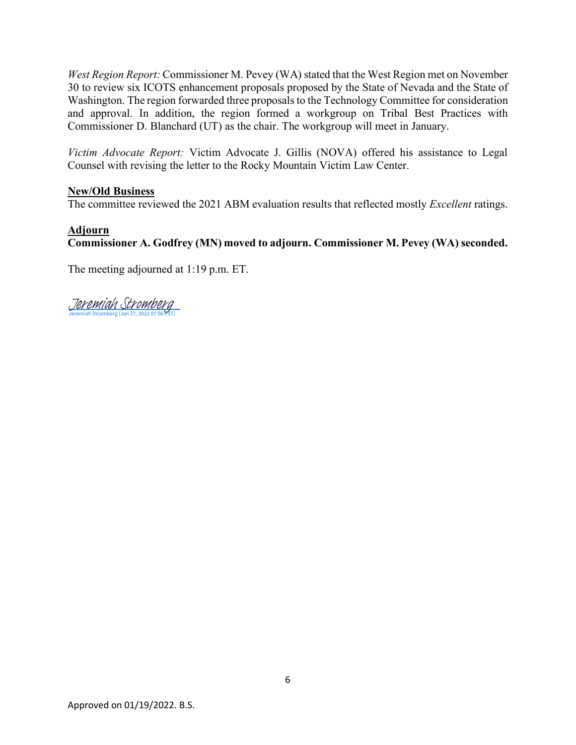*West Region Report:* Commissioner M. Pevey (WA) stated that the West Region met on November 30 to review six ICOTS enhancement proposals proposed by the State of Nevada and the State of Washington. The region forwarded three proposals to the Technology Committee for consideration and approval. In addition, the region formed a workgroup on Tribal Best Practices with Commissioner D. Blanchard (UT) as the chair. The workgroup will meet in January.

*Victim Advocate Report:* Victim Advocate J. Gillis (NOVA) offered his assistance to Legal Counsel with revising the letter to the Rocky Mountain Victim Law Center.

**New/Old Business**

The committee reviewed the 2021 ABM evaluation results that reflected mostly *Excellent* ratings.

**Adjourn**

**Commissioner A. Godfrey (MN) moved to adjourn. Commissioner M. Pevey (WA) seconded.**

The meeting adjourned at 1:19 p.m. ET.

Jeremiah Stromberg
Jeremiah Stromberg (Jan 27, 2022 07:56 PST)

Approved on 01/19/2022. B.S.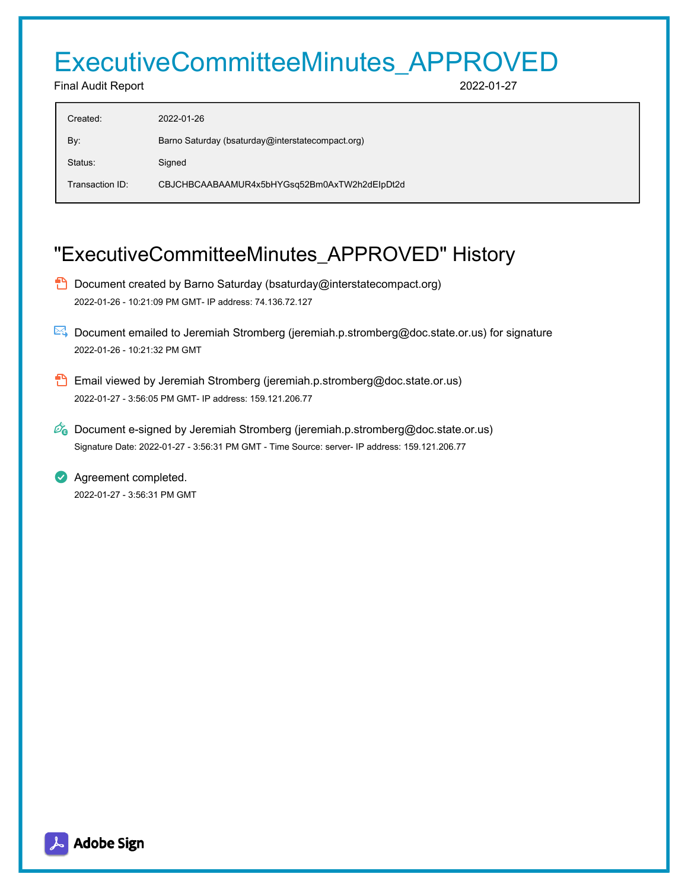# ExecutiveCommitteeMinutes_APPROVED

Final Audit Report 2022-01-27

| | |
|---|---|
| Created: | 2022-01-26 |
| By: | Barno Saturday (bsaturday@interstatecompact.org) |
| Status: | Signed |
| Transaction ID: | CBJCHBCAABAAMUR4x5bHYGsq52Bm0AxTW2h2dEIpDt2d |

## "ExecutiveCommitteeMinutes_APPROVED" History

- Document created by Barno Saturday (bsaturday@interstatecompact.org)
  2022-01-26 - 10:21:09 PM GMT- IP address: 74.136.72.127

- Document emailed to Jeremiah Stromberg (jeremiah.p.stromberg@doc.state.or.us) for signature
  2022-01-26 - 10:21:32 PM GMT

- Email viewed by Jeremiah Stromberg (jeremiah.p.stromberg@doc.state.or.us)
  2022-01-27 - 3:56:05 PM GMT- IP address: 159.121.206.77

- Document e-signed by Jeremiah Stromberg (jeremiah.p.stromberg@doc.state.or.us)
  Signature Date: 2022-01-27 - 3:56:31 PM GMT - Time Source: server- IP address: 159.121.206.77

- Agreement completed.
  2022-01-27 - 3:56:31 PM GMT

Adobe Sign